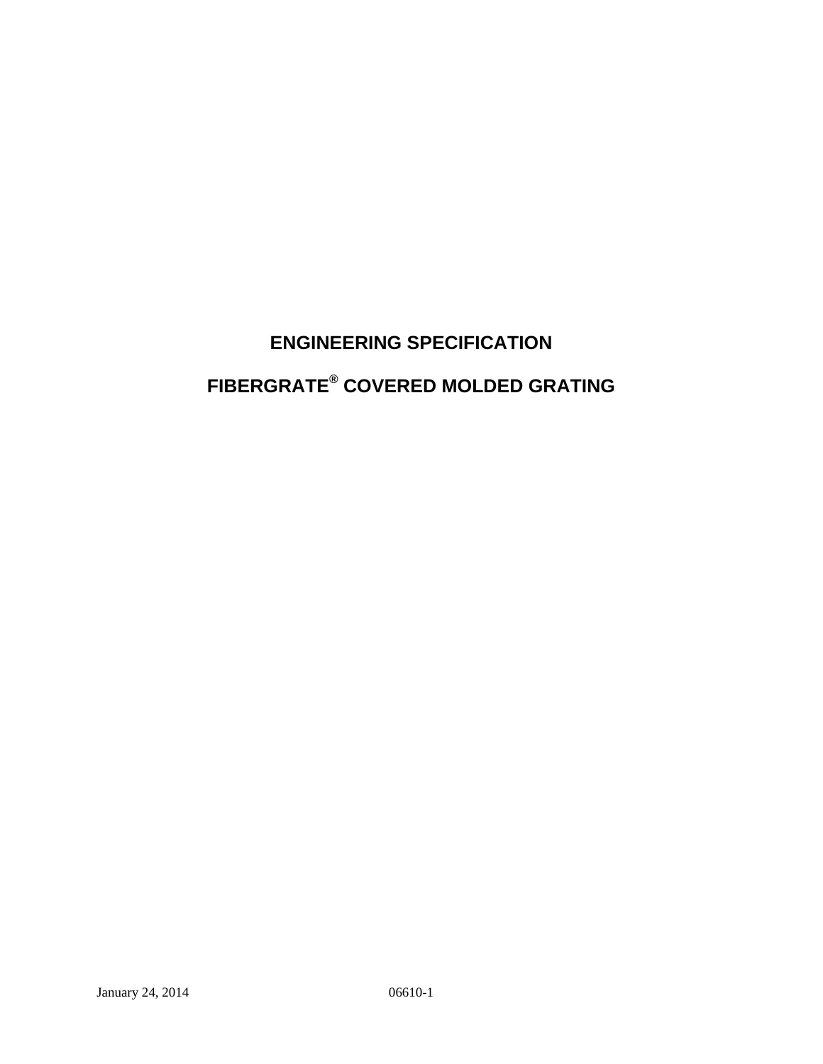# ENGINEERING SPECIFICATION

# FIBERGRATE® COVERED MOLDED GRATING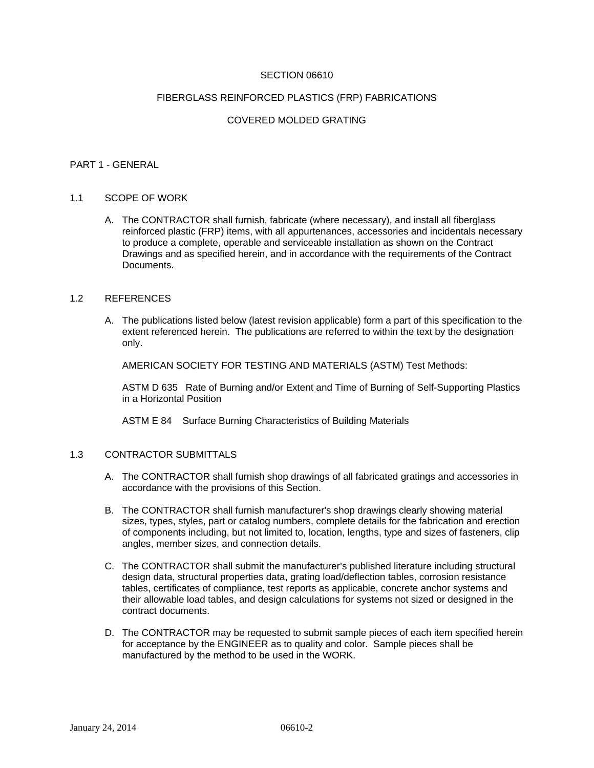# SECTION 06610

## FIBERGLASS REINFORCED PLASTICS (FRP) FABRICATIONS

## COVERED MOLDED GRATING

## PART 1 - GENERAL

### 1.1 SCOPE OF WORK

A. The CONTRACTOR shall furnish, fabricate (where necessary), and install all fiberglass reinforced plastic (FRP) items, with all appurtenances, accessories and incidentals necessary to produce a complete, operable and serviceable installation as shown on the Contract Drawings and as specified herein, and in accordance with the requirements of the Contract Documents.

### 1.2 REFERENCES

A. The publications listed below (latest revision applicable) form a part of this specification to the extent referenced herein. The publications are referred to within the text by the designation only.

AMERICAN SOCIETY FOR TESTING AND MATERIALS (ASTM) Test Methods:

ASTM D 635 Rate of Burning and/or Extent and Time of Burning of Self-Supporting Plastics in a Horizontal Position

ASTM E 84 Surface Burning Characteristics of Building Materials

### 1.3 CONTRACTOR SUBMITTALS

A. The CONTRACTOR shall furnish shop drawings of all fabricated gratings and accessories in accordance with the provisions of this Section.

B. The CONTRACTOR shall furnish manufacturer's shop drawings clearly showing material sizes, types, styles, part or catalog numbers, complete details for the fabrication and erection of components including, but not limited to, location, lengths, type and sizes of fasteners, clip angles, member sizes, and connection details.

C. The CONTRACTOR shall submit the manufacturer's published literature including structural design data, structural properties data, grating load/deflection tables, corrosion resistance tables, certificates of compliance, test reports as applicable, concrete anchor systems and their allowable load tables, and design calculations for systems not sized or designed in the contract documents.

D. The CONTRACTOR may be requested to submit sample pieces of each item specified herein for acceptance by the ENGINEER as to quality and color. Sample pieces shall be manufactured by the method to be used in the WORK.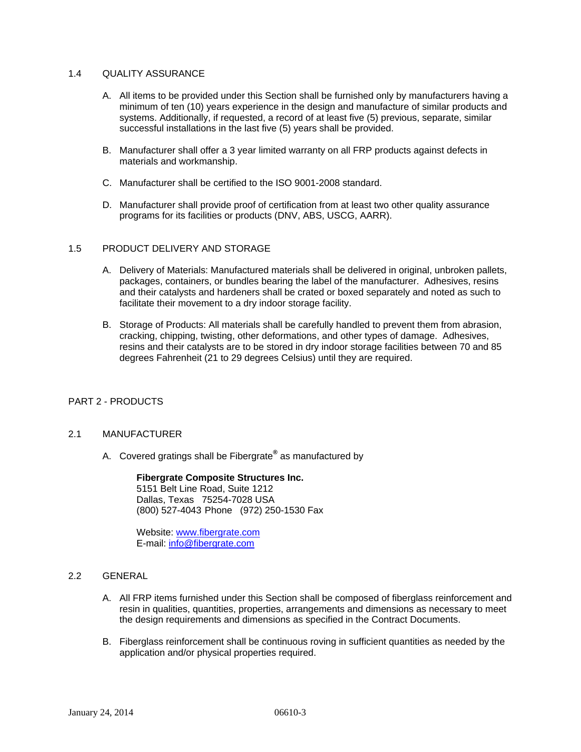## 1.4 QUALITY ASSURANCE

A. All items to be provided under this Section shall be furnished only by manufacturers having a minimum of ten (10) years experience in the design and manufacture of similar products and systems. Additionally, if requested, a record of at least five (5) previous, separate, similar successful installations in the last five (5) years shall be provided.

B. Manufacturer shall offer a 3 year limited warranty on all FRP products against defects in materials and workmanship.

C. Manufacturer shall be certified to the ISO 9001-2008 standard.

D. Manufacturer shall provide proof of certification from at least two other quality assurance programs for its facilities or products (DNV, ABS, USCG, AARR).

## 1.5 PRODUCT DELIVERY AND STORAGE

A. Delivery of Materials: Manufactured materials shall be delivered in original, unbroken pallets, packages, containers, or bundles bearing the label of the manufacturer. Adhesives, resins and their catalysts and hardeners shall be crated or boxed separately and noted as such to facilitate their movement to a dry indoor storage facility.

B. Storage of Products: All materials shall be carefully handled to prevent them from abrasion, cracking, chipping, twisting, other deformations, and other types of damage. Adhesives, resins and their catalysts are to be stored in dry indoor storage facilities between 70 and 85 degrees Fahrenheit (21 to 29 degrees Celsius) until they are required.

# PART 2 - PRODUCTS

## 2.1 MANUFACTURER

A. Covered gratings shall be Fibergrate® as manufactured by

**Fibergrate Composite Structures Inc.**
5151 Belt Line Road, Suite 1212
Dallas, Texas 75254-7028 USA
(800) 527-4043 Phone (972) 250-1530 Fax

Website: www.fibergrate.com
E-mail: info@fibergrate.com

## 2.2 GENERAL

A. All FRP items furnished under this Section shall be composed of fiberglass reinforcement and resin in qualities, quantities, properties, arrangements and dimensions as necessary to meet the design requirements and dimensions as specified in the Contract Documents.

B. Fiberglass reinforcement shall be continuous roving in sufficient quantities as needed by the application and/or physical properties required.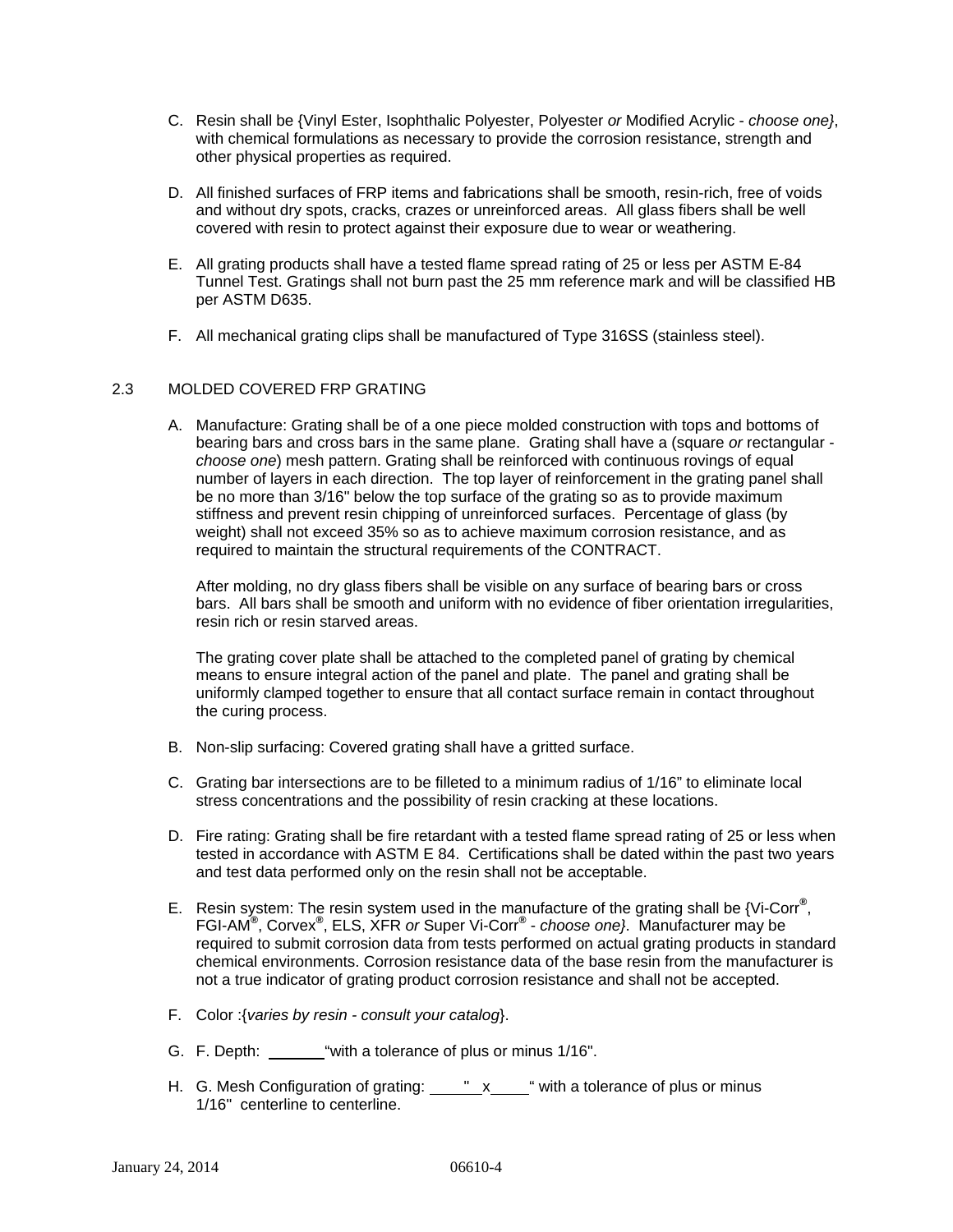C. Resin shall be {Vinyl Ester, Isophthalic Polyester, Polyester *or* Modified Acrylic - *choose one}*, with chemical formulations as necessary to provide the corrosion resistance, strength and other physical properties as required.

D. All finished surfaces of FRP items and fabrications shall be smooth, resin-rich, free of voids and without dry spots, cracks, crazes or unreinforced areas. All glass fibers shall be well covered with resin to protect against their exposure due to wear or weathering.

E. All grating products shall have a tested flame spread rating of 25 or less per ASTM E-84 Tunnel Test. Gratings shall not burn past the 25 mm reference mark and will be classified HB per ASTM D635.

F. All mechanical grating clips shall be manufactured of Type 316SS (stainless steel).

## 2.3 MOLDED COVERED FRP GRATING

A. Manufacture: Grating shall be of a one piece molded construction with tops and bottoms of bearing bars and cross bars in the same plane. Grating shall have a (square *or* rectangular - *choose one*) mesh pattern. Grating shall be reinforced with continuous rovings of equal number of layers in each direction. The top layer of reinforcement in the grating panel shall be no more than 3/16" below the top surface of the grating so as to provide maximum stiffness and prevent resin chipping of unreinforced surfaces. Percentage of glass (by weight) shall not exceed 35% so as to achieve maximum corrosion resistance, and as required to maintain the structural requirements of the CONTRACT.

   After molding, no dry glass fibers shall be visible on any surface of bearing bars or cross bars. All bars shall be smooth and uniform with no evidence of fiber orientation irregularities, resin rich or resin starved areas.

   The grating cover plate shall be attached to the completed panel of grating by chemical means to ensure integral action of the panel and plate. The panel and grating shall be uniformly clamped together to ensure that all contact surface remain in contact throughout the curing process.

B. Non-slip surfacing: Covered grating shall have a gritted surface.

C. Grating bar intersections are to be filleted to a minimum radius of 1/16" to eliminate local stress concentrations and the possibility of resin cracking at these locations.

D. Fire rating: Grating shall be fire retardant with a tested flame spread rating of 25 or less when tested in accordance with ASTM E 84. Certifications shall be dated within the past two years and test data performed only on the resin shall not be acceptable.

E. Resin system: The resin system used in the manufacture of the grating shall be {Vi-Corr®, FGI-AM®, Corvex®, ELS, XFR *or* Super Vi-Corr® - *choose one}*. Manufacturer may be required to submit corrosion data from tests performed on actual grating products in standard chemical environments. Corrosion resistance data of the base resin from the manufacturer is not a true indicator of grating product corrosion resistance and shall not be accepted.

F. Color :{*varies by resin - consult your catalog*}.

G. F. Depth: \_\_\_\_\_\_"with a tolerance of plus or minus 1/16".

H. G. Mesh Configuration of grating: \_\_\_\_\_" x \_\_\_\_" with a tolerance of plus or minus 1/16" centerline to centerline.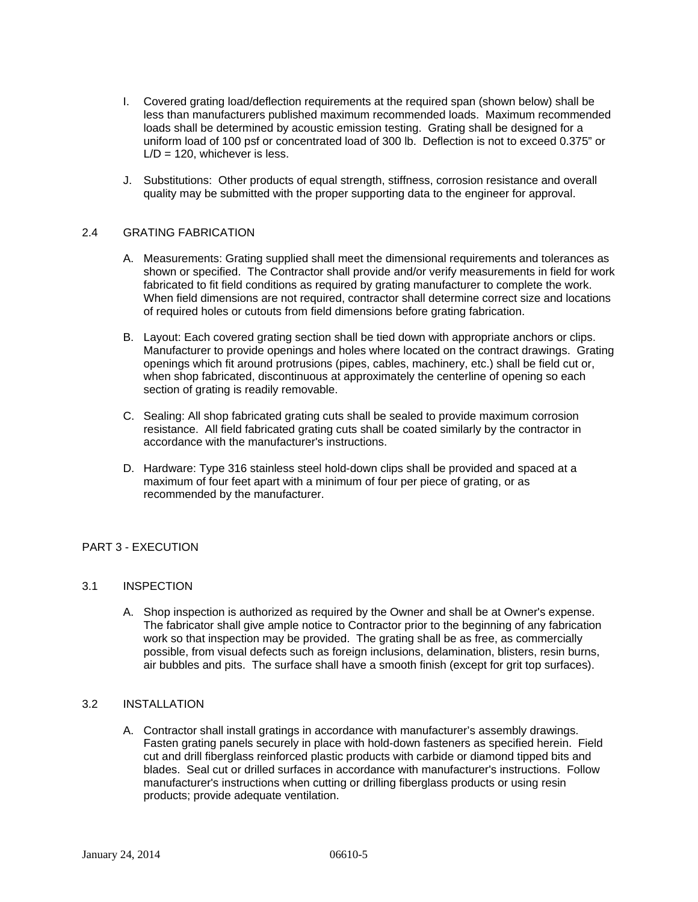I. Covered grating load/deflection requirements at the required span (shown below) shall be less than manufacturers published maximum recommended loads. Maximum recommended loads shall be determined by acoustic emission testing. Grating shall be designed for a uniform load of 100 psf or concentrated load of 300 lb. Deflection is not to exceed 0.375" or L/D = 120, whichever is less.

J. Substitutions: Other products of equal strength, stiffness, corrosion resistance and overall quality may be submitted with the proper supporting data to the engineer for approval.

## 2.4 GRATING FABRICATION

A. Measurements: Grating supplied shall meet the dimensional requirements and tolerances as shown or specified. The Contractor shall provide and/or verify measurements in field for work fabricated to fit field conditions as required by grating manufacturer to complete the work. When field dimensions are not required, contractor shall determine correct size and locations of required holes or cutouts from field dimensions before grating fabrication.

B. Layout: Each covered grating section shall be tied down with appropriate anchors or clips. Manufacturer to provide openings and holes where located on the contract drawings. Grating openings which fit around protrusions (pipes, cables, machinery, etc.) shall be field cut or, when shop fabricated, discontinuous at approximately the centerline of opening so each section of grating is readily removable.

C. Sealing: All shop fabricated grating cuts shall be sealed to provide maximum corrosion resistance. All field fabricated grating cuts shall be coated similarly by the contractor in accordance with the manufacturer's instructions.

D. Hardware: Type 316 stainless steel hold-down clips shall be provided and spaced at a maximum of four feet apart with a minimum of four per piece of grating, or as recommended by the manufacturer.

# PART 3 - EXECUTION

## 3.1 INSPECTION

A. Shop inspection is authorized as required by the Owner and shall be at Owner's expense. The fabricator shall give ample notice to Contractor prior to the beginning of any fabrication work so that inspection may be provided. The grating shall be as free, as commercially possible, from visual defects such as foreign inclusions, delamination, blisters, resin burns, air bubbles and pits. The surface shall have a smooth finish (except for grit top surfaces).

## 3.2 INSTALLATION

A. Contractor shall install gratings in accordance with manufacturer's assembly drawings. Fasten grating panels securely in place with hold-down fasteners as specified herein. Field cut and drill fiberglass reinforced plastic products with carbide or diamond tipped bits and blades. Seal cut or drilled surfaces in accordance with manufacturer's instructions. Follow manufacturer's instructions when cutting or drilling fiberglass products or using resin products; provide adequate ventilation.